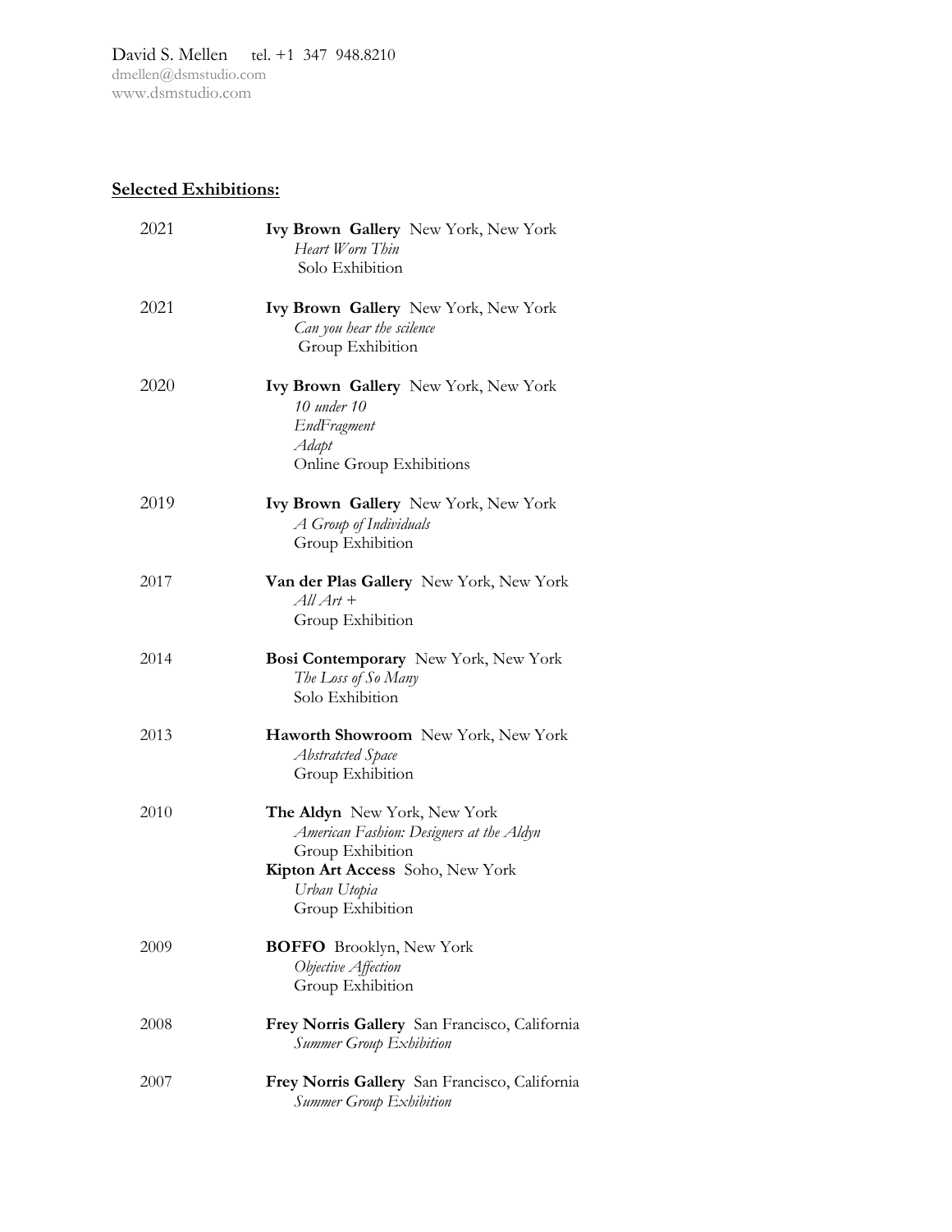David S. Mellen tel. +1 347 948.8210
dmellen@dsmstudio.com
www.dsmstudio.com

## Selected Exhibitions:

2021 **Ivy Brown Gallery** New York, New York
*Heart Worn Thin*
Solo Exhibition

2021 **Ivy Brown Gallery** New York, New York
*Can you hear the scilence*
Group Exhibition

2020 **Ivy Brown Gallery** New York, New York
*10 under 10*
*EndFragment*
*Adapt*
Online Group Exhibitions

2019 **Ivy Brown Gallery** New York, New York
*A Group of Individuals*
Group Exhibition

2017 **Van der Plas Gallery** New York, New York
*All Art +*
Group Exhibition

2014 **Bosi Contemporary** New York, New York
*The Loss of So Many*
Solo Exhibition

2013 **Haworth Showroom** New York, New York
*Abstratcted Space*
Group Exhibition

2010 **The Aldyn** New York, New York
*American Fashion: Designers at the Aldyn*
Group Exhibition
**Kipton Art Access** Soho, New York
*Urban Utopia*
Group Exhibition

2009 **BOFFO** Brooklyn, New York
*Objective Affection*
Group Exhibition

2008 **Frey Norris Gallery** San Francisco, California
*Summer Group Exhibition*

2007 **Frey Norris Gallery** San Francisco, California
*Summer Group Exhibition*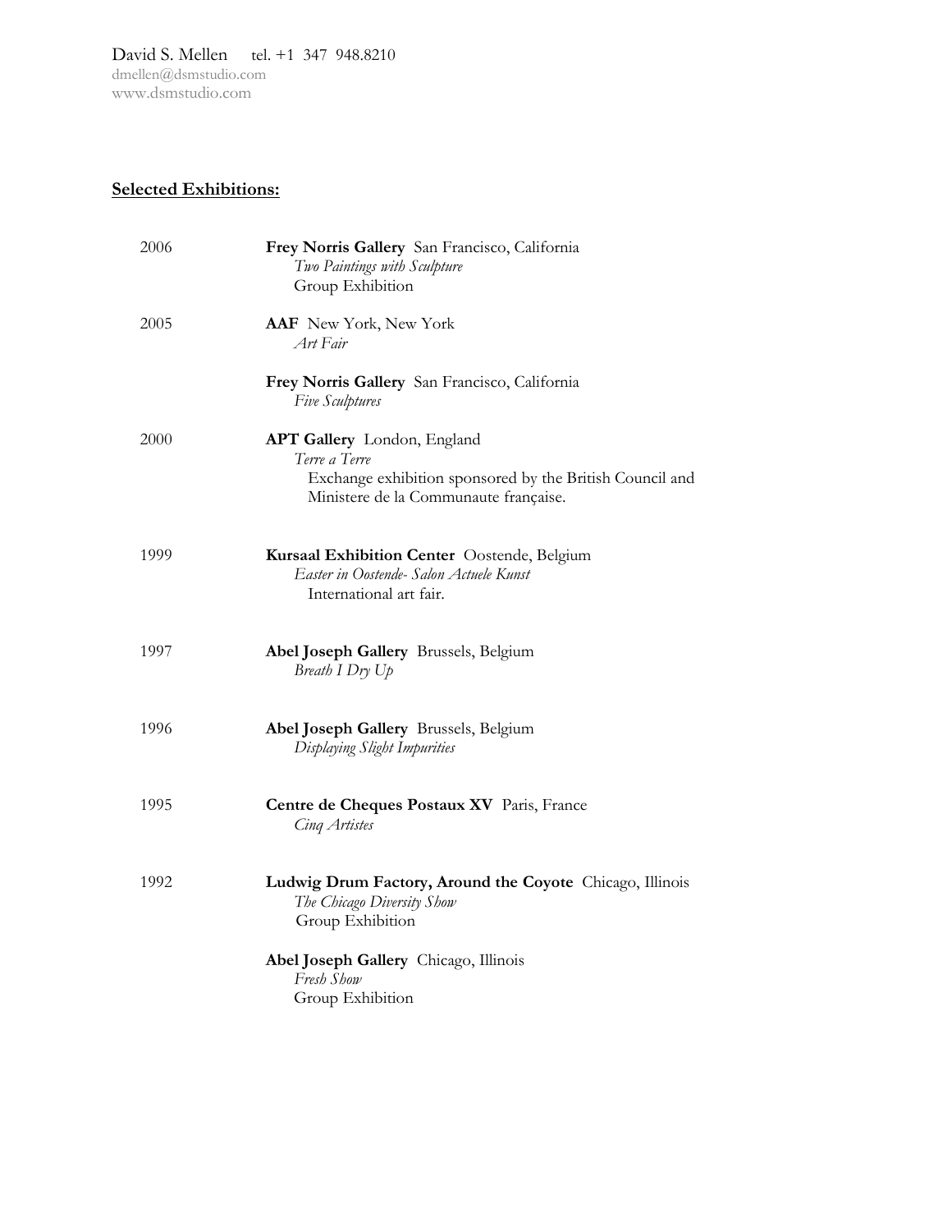David S. Mellen tel. +1 347 948.8210
dmellen@dsmstudio.com
www.dsmstudio.com

## **Selected Exhibitions:**

2006

**Frey Norris Gallery** San Francisco, California
*Two Paintings with Sculpture*
Group Exhibition

2005

**AAF** New York, New York
*Art Fair*

**Frey Norris Gallery** San Francisco, California
*Five Sculptures*

2000

**APT Gallery** London, England
*Terre a Terre*
Exchange exhibition sponsored by the British Council and Ministere de la Communaute française.

1999

**Kursaal Exhibition Center** Oostende, Belgium
*Easter in Oostende- Salon Actuele Kunst*
International art fair.

1997

**Abel Joseph Gallery** Brussels, Belgium
*Breath I Dry Up*

1996

**Abel Joseph Gallery** Brussels, Belgium
*Displaying Slight Impurities*

1995

**Centre de Cheques Postaux XV** Paris, France
*Cinq Artistes*

1992

**Ludwig Drum Factory, Around the Coyote** Chicago, Illinois
*The Chicago Diversity Show*
Group Exhibition

**Abel Joseph Gallery** Chicago, Illinois
*Fresh Show*
Group Exhibition